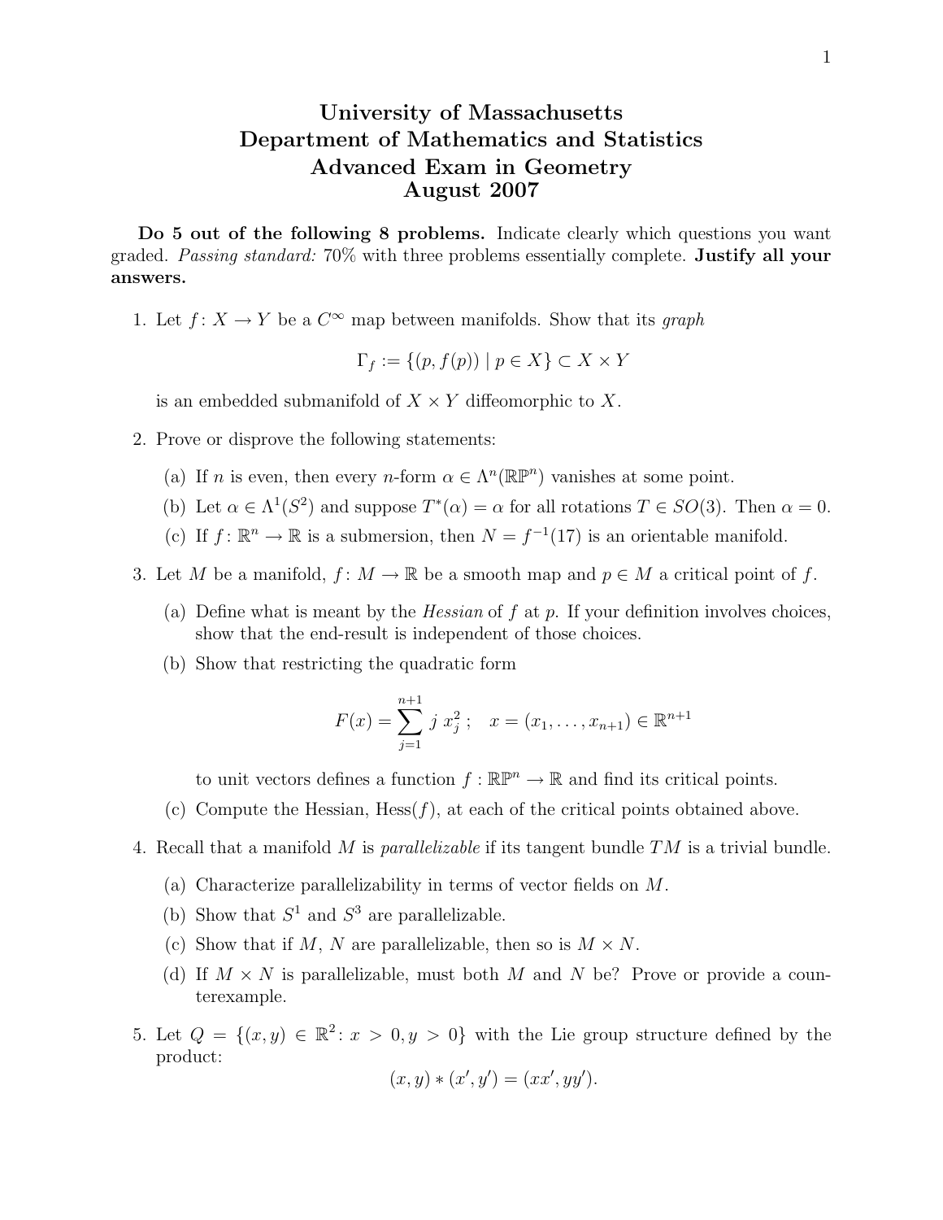# University of Massachusetts
# Department of Mathematics and Statistics
# Advanced Exam in Geometry
# August 2007

**Do 5 out of the following 8 problems.** Indicate clearly which questions you want graded. *Passing standard:* 70% with three problems essentially complete. **Justify all your answers.**

1. Let $f\colon X \to Y$ be a $C^\infty$ map between manifolds. Show that its *graph*

$$\Gamma_f := \{(p, f(p)) \mid p \in X\} \subset X \times Y$$

   is an embedded submanifold of $X \times Y$ diffeomorphic to $X$.

2. Prove or disprove the following statements:

   (a) If $n$ is even, then every $n$-form $\alpha \in \Lambda^n(\mathbb{RP}^n)$ vanishes at some point.

   (b) Let $\alpha \in \Lambda^1(S^2)$ and suppose $T^*(\alpha) = \alpha$ for all rotations $T \in SO(3)$. Then $\alpha = 0$.

   (c) If $f\colon \mathbb{R}^n \to \mathbb{R}$ is a submersion, then $N = f^{-1}(17)$ is an orientable manifold.

3. Let $M$ be a manifold, $f\colon M \to \mathbb{R}$ be a smooth map and $p \in M$ a critical point of $f$.

   (a) Define what is meant by the *Hessian* of $f$ at $p$. If your definition involves choices, show that the end-result is independent of those choices.

   (b) Show that restricting the quadratic form

$$F(x) = \sum_{j=1}^{n+1} j\, x_j^2\,; \quad x = (x_1, \ldots, x_{n+1}) \in \mathbb{R}^{n+1}$$

   to unit vectors defines a function $f : \mathbb{RP}^n \to \mathbb{R}$ and find its critical points.

   (c) Compute the Hessian, $\mathrm{Hess}(f)$, at each of the critical points obtained above.

4. Recall that a manifold $M$ is *parallelizable* if its tangent bundle $TM$ is a trivial bundle.

   (a) Characterize parallelizability in terms of vector fields on $M$.

   (b) Show that $S^1$ and $S^3$ are parallelizable.

   (c) Show that if $M$, $N$ are parallelizable, then so is $M \times N$.

   (d) If $M \times N$ is parallelizable, must both $M$ and $N$ be? Prove or provide a counterexample.

5. Let $Q = \{(x, y) \in \mathbb{R}^2 : x > 0, y > 0\}$ with the Lie group structure defined by the product:

$$(x, y) * (x', y') = (xx', yy').$$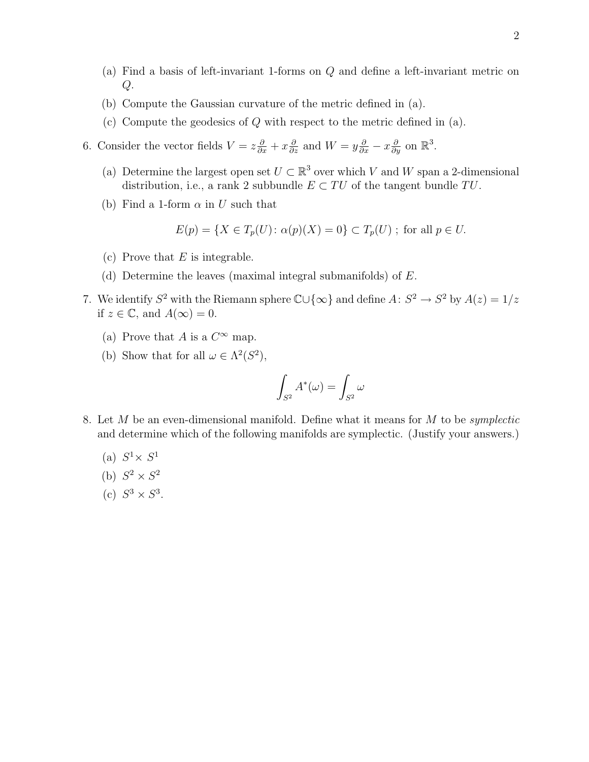(a) Find a basis of left-invariant 1-forms on $Q$ and define a left-invariant metric on $Q$.

(b) Compute the Gaussian curvature of the metric defined in (a).

(c) Compute the geodesics of $Q$ with respect to the metric defined in (a).

6. Consider the vector fields $V = z\frac{\partial}{\partial x} + x\frac{\partial}{\partial z}$ and $W = y\frac{\partial}{\partial x} - x\frac{\partial}{\partial y}$ on $\mathbb{R}^3$.

   (a) Determine the largest open set $U \subset \mathbb{R}^3$ over which $V$ and $W$ span a 2-dimensional distribution, i.e., a rank 2 subbundle $E \subset TU$ of the tangent bundle $TU$.

   (b) Find a 1-form $\alpha$ in $U$ such that
   $$E(p) = \{X \in T_p(U) \colon \alpha(p)(X) = 0\} \subset T_p(U)\ ;\ \text{for all } p \in U.$$

   (c) Prove that $E$ is integrable.

   (d) Determine the leaves (maximal integral submanifolds) of $E$.

7. We identify $S^2$ with the Riemann sphere $\mathbb{C} \cup \{\infty\}$ and define $A \colon S^2 \to S^2$ by $A(z) = 1/z$ if $z \in \mathbb{C}$, and $A(\infty) = 0$.

   (a) Prove that $A$ is a $C^\infty$ map.

   (b) Show that for all $\omega \in \Lambda^2(S^2)$,
   $$\int_{S^2} A^*(\omega) = \int_{S^2} \omega$$

8. Let $M$ be an even-dimensional manifold. Define what it means for $M$ to be *symplectic* and determine which of the following manifolds are symplectic. (Justify your answers.)

   (a) $S^1 \times S^1$

   (b) $S^2 \times S^2$

   (c) $S^3 \times S^3$.